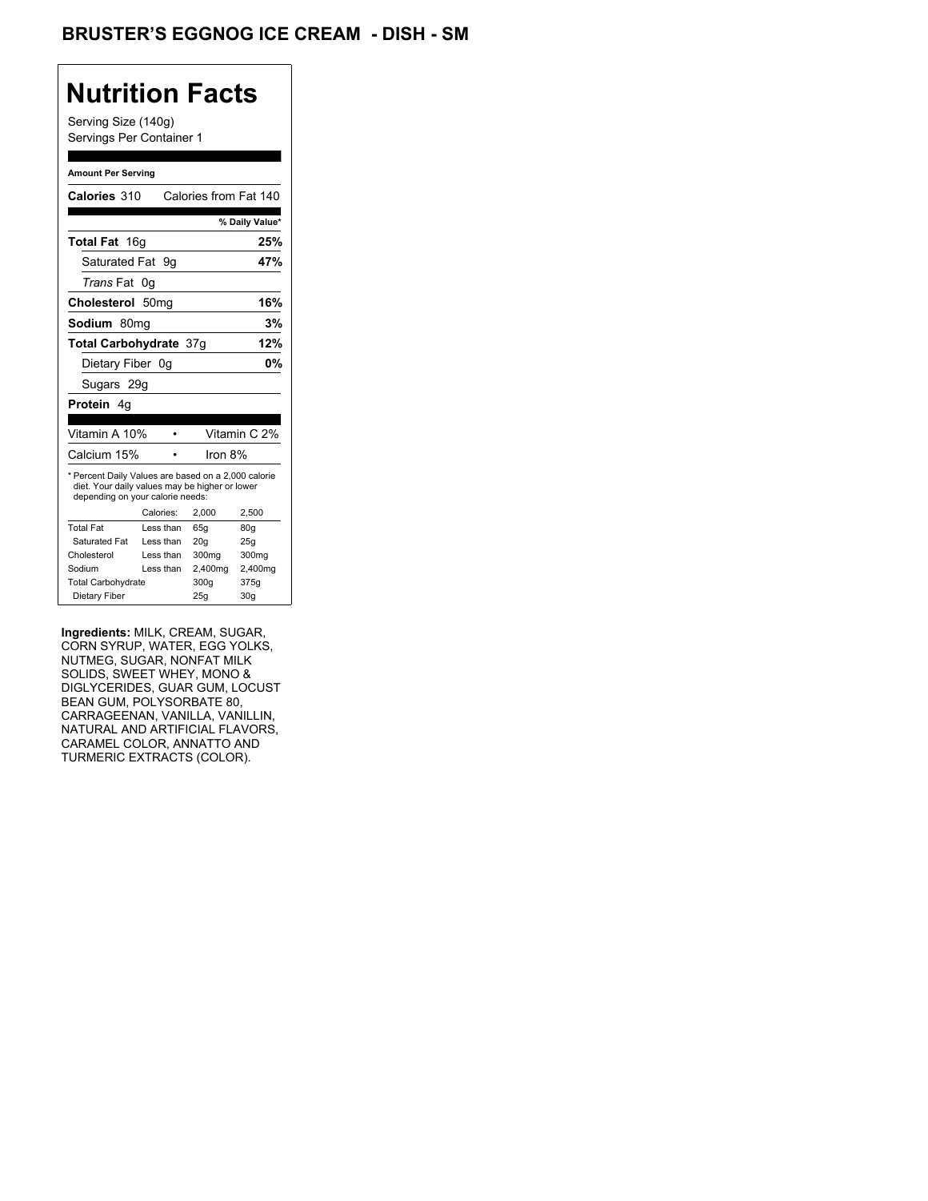# BRUSTER'S EGGNOG ICE CREAM - DISH - SM

## Nutrition Facts

Serving Size (140g)
Servings Per Container 1

**Amount Per Serving**

| | |
|---|---|
| **Calories** 310 | Calories from Fat 140 |
| | **% Daily Value*** |
| **Total Fat** 16g | **25%** |
| Saturated Fat 9g | **47%** |
| *Trans* Fat 0g | |
| **Cholesterol** 50mg | **16%** |
| **Sodium** 80mg | **3%** |
| **Total Carbohydrate** 37g | **12%** |
| Dietary Fiber 0g | **0%** |
| Sugars 29g | |
| **Protein** 4g | |

| | |
|---|---|
| Vitamin A 10% | Vitamin C 2% |
| Calcium 15% | Iron 8% |

* Percent Daily Values are based on a 2,000 calorie diet. Your daily values may be higher or lower depending on your calorie needs:

| | Calories: | 2,000 | 2,500 |
|---|---|---|---|
| Total Fat | Less than | 65g | 80g |
| Saturated Fat | Less than | 20g | 25g |
| Cholesterol | Less than | 300mg | 300mg |
| Sodium | Less than | 2,400mg | 2,400mg |
| Total Carbohydrate | | 300g | 375g |
| Dietary Fiber | | 25g | 30g |

**Ingredients:** MILK, CREAM, SUGAR, CORN SYRUP, WATER, EGG YOLKS, NUTMEG, SUGAR, NONFAT MILK SOLIDS, SWEET WHEY, MONO & DIGLYCERIDES, GUAR GUM, LOCUST BEAN GUM, POLYSORBATE 80, CARRAGEENAN, VANILLA, VANILLIN, NATURAL AND ARTIFICIAL FLAVORS, CARAMEL COLOR, ANNATTO AND TURMERIC EXTRACTS (COLOR).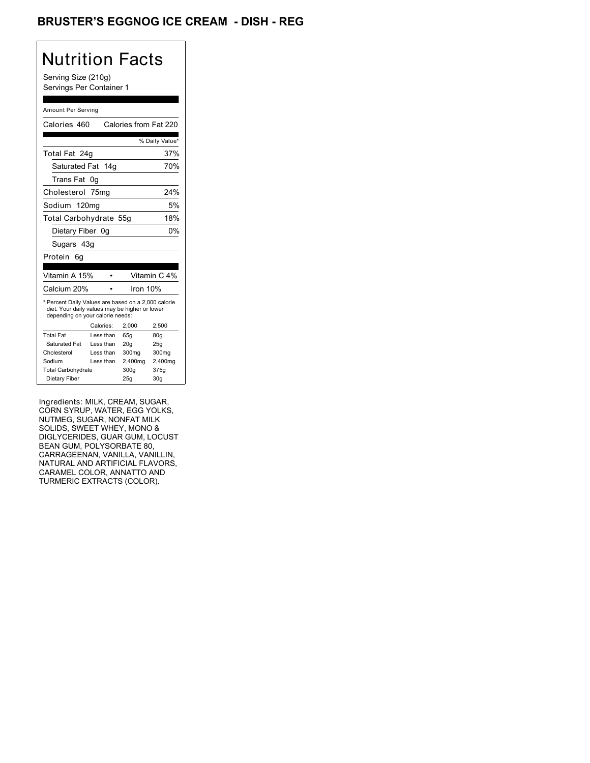# BRUSTER'S EGGNOG ICE CREAM - DISH - REG

## Nutrition Facts

Serving Size (210g)
Servings Per Container 1

Amount Per Serving

| Calories 460 | Calories from Fat 220 |
| --- | --- |
| | % Daily Value* |
| Total Fat 24g | 37% |
| Saturated Fat 14g | 70% |
| Trans Fat 0g | |
| Cholesterol 75mg | 24% |
| Sodium 120mg | 5% |
| Total Carbohydrate 55g | 18% |
| Dietary Fiber 0g | 0% |
| Sugars 43g | |
| Protein 6g | |

| Vitamin A 15% | • | Vitamin C 4% |
| --- | --- | --- |
| Calcium 20% | • | Iron 10% |

* Percent Daily Values are based on a 2,000 calorie diet. Your daily values may be higher or lower depending on your calorie needs:

| | Calories: | 2,000 | 2,500 |
| --- | --- | --- | --- |
| Total Fat | Less than | 65g | 80g |
| Saturated Fat | Less than | 20g | 25g |
| Cholesterol | Less than | 300mg | 300mg |
| Sodium | Less than | 2,400mg | 2,400mg |
| Total Carbohydrate | | 300g | 375g |
| Dietary Fiber | | 25g | 30g |

Ingredients: MILK, CREAM, SUGAR, CORN SYRUP, WATER, EGG YOLKS, NUTMEG, SUGAR, NONFAT MILK SOLIDS, SWEET WHEY, MONO & DIGLYCERIDES, GUAR GUM, LOCUST BEAN GUM, POLYSORBATE 80, CARRAGEENAN, VANILLA, VANILLIN, NATURAL AND ARTIFICIAL FLAVORS, CARAMEL COLOR, ANNATTO AND TURMERIC EXTRACTS (COLOR).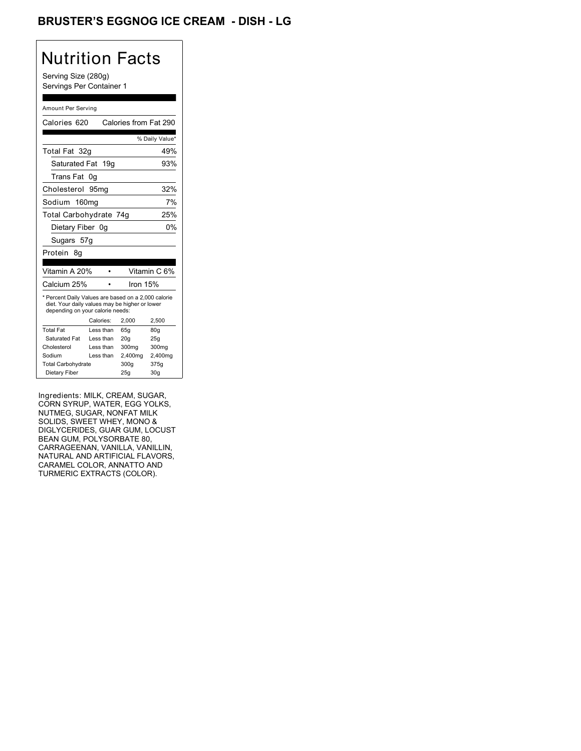# BRUSTER'S EGGNOG ICE CREAM - DISH - LG

## Nutrition Facts

Serving Size (280g)
Servings Per Container 1

Amount Per Serving

| Calories 620 | Calories from Fat 290 |
|---|---|
| | % Daily Value* |
| Total Fat 32g | 49% |
| Saturated Fat 19g | 93% |
| Trans Fat 0g | |
| Cholesterol 95mg | 32% |
| Sodium 160mg | 7% |
| Total Carbohydrate 74g | 25% |
| Dietary Fiber 0g | 0% |
| Sugars 57g | |
| Protein 8g | |

| Vitamin A 20% | Vitamin C 6% |
|---|---|
| Calcium 25% | Iron 15% |

* Percent Daily Values are based on a 2,000 calorie diet. Your daily values may be higher or lower depending on your calorie needs:

| | Calories: | 2,000 | 2,500 |
|---|---|---|---|
| Total Fat | Less than | 65g | 80g |
| Saturated Fat | Less than | 20g | 25g |
| Cholesterol | Less than | 300mg | 300mg |
| Sodium | Less than | 2,400mg | 2,400mg |
| Total Carbohydrate | | 300g | 375g |
| Dietary Fiber | | 25g | 30g |

Ingredients: MILK, CREAM, SUGAR, CORN SYRUP, WATER, EGG YOLKS, NUTMEG, SUGAR, NONFAT MILK SOLIDS, SWEET WHEY, MONO & DIGLYCERIDES, GUAR GUM, LOCUST BEAN GUM, POLYSORBATE 80, CARRAGEENAN, VANILLA, VANILLIN, NATURAL AND ARTIFICIAL FLAVORS, CARAMEL COLOR, ANNATTO AND TURMERIC EXTRACTS (COLOR).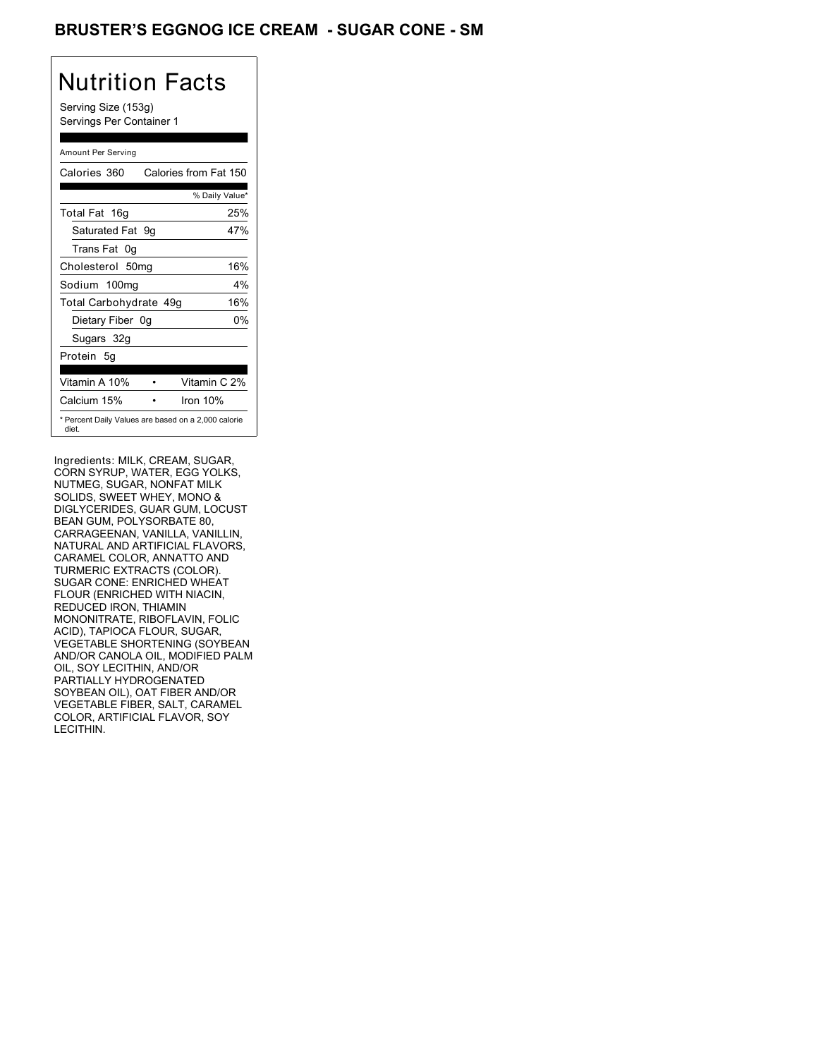## BRUSTER'S EGGNOG ICE CREAM - SUGAR CONE - SM

# Nutrition Facts

Serving Size (153g)
Servings Per Container 1

Amount Per Serving

| Calories 360 | Calories from Fat 150 |
| --- | --- |
| | % Daily Value* |
| Total Fat 16g | 25% |
| Saturated Fat 9g | 47% |
| Trans Fat 0g | |
| Cholesterol 50mg | 16% |
| Sodium 100mg | 4% |
| Total Carbohydrate 49g | 16% |
| Dietary Fiber 0g | 0% |
| Sugars 32g | |
| Protein 5g | |

| Vitamin A 10% | • | Vitamin C 2% |
| --- | --- | --- |
| Calcium 15% | • | Iron 10% |

* Percent Daily Values are based on a 2,000 calorie diet.

Ingredients: MILK, CREAM, SUGAR, CORN SYRUP, WATER, EGG YOLKS, NUTMEG, SUGAR, NONFAT MILK SOLIDS, SWEET WHEY, MONO & DIGLYCERIDES, GUAR GUM, LOCUST BEAN GUM, POLYSORBATE 80, CARRAGEENAN, VANILLA, VANILLIN, NATURAL AND ARTIFICIAL FLAVORS, CARAMEL COLOR, ANNATTO AND TURMERIC EXTRACTS (COLOR). SUGAR CONE: ENRICHED WHEAT FLOUR (ENRICHED WITH NIACIN, REDUCED IRON, THIAMIN MONONITRATE, RIBOFLAVIN, FOLIC ACID), TAPIOCA FLOUR, SUGAR, VEGETABLE SHORTENING (SOYBEAN AND/OR CANOLA OIL, MODIFIED PALM OIL, SOY LECITHIN, AND/OR PARTIALLY HYDROGENATED SOYBEAN OIL), OAT FIBER AND/OR VEGETABLE FIBER, SALT, CARAMEL COLOR, ARTIFICIAL FLAVOR, SOY LECITHIN.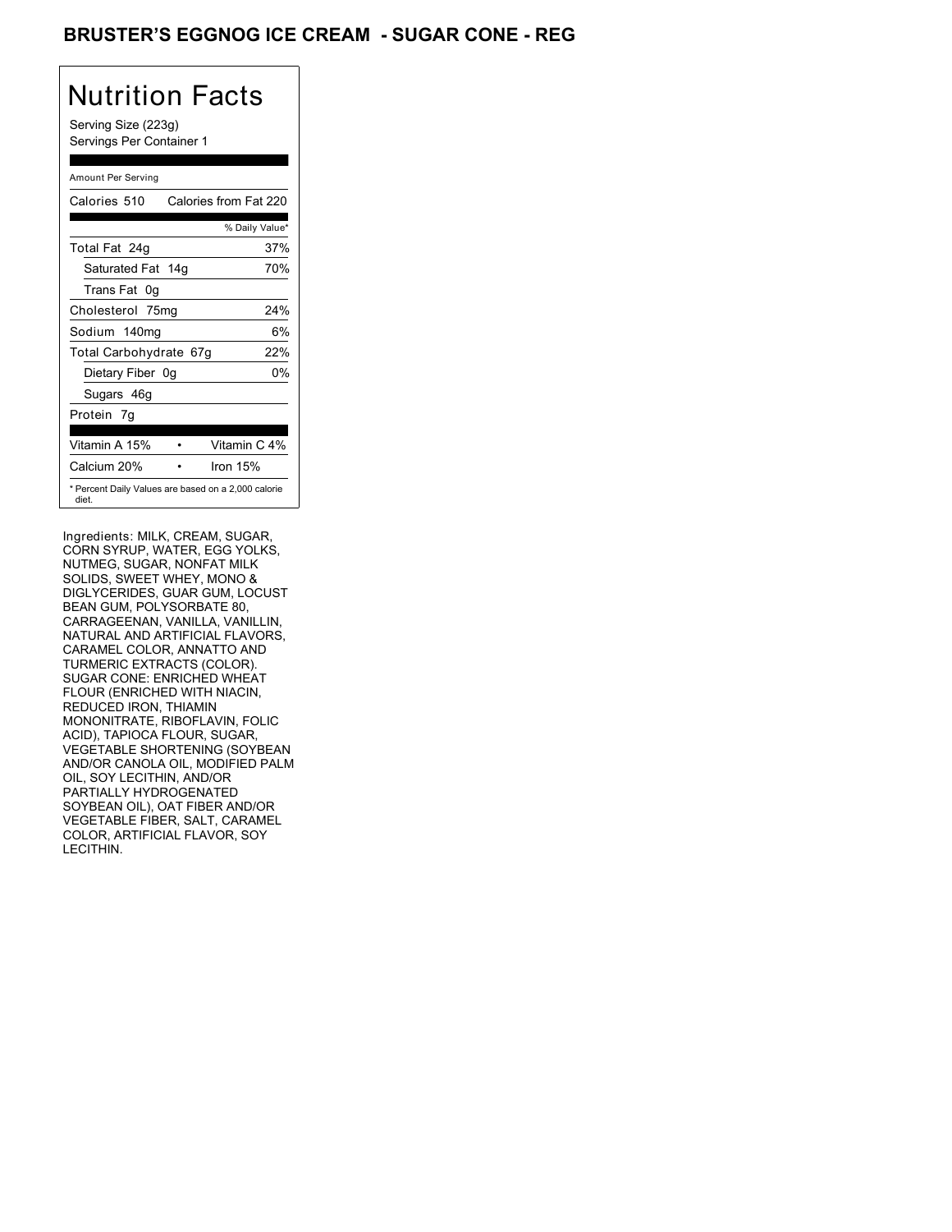# BRUSTER'S EGGNOG ICE CREAM - SUGAR CONE - REG

## Nutrition Facts

Serving Size (223g)
Servings Per Container 1

Amount Per Serving

| Calories 510 | Calories from Fat 220 |
|---|---|
| | % Daily Value* |
| Total Fat 24g | 37% |
| Saturated Fat 14g | 70% |
| Trans Fat 0g | |
| Cholesterol 75mg | 24% |
| Sodium 140mg | 6% |
| Total Carbohydrate 67g | 22% |
| Dietary Fiber 0g | 0% |
| Sugars 46g | |
| Protein 7g | |

| Vitamin A 15% | • | Vitamin C 4% |
|---|---|---|
| Calcium 20% | • | Iron 15% |

* Percent Daily Values are based on a 2,000 calorie diet.

Ingredients: MILK, CREAM, SUGAR, CORN SYRUP, WATER, EGG YOLKS, NUTMEG, SUGAR, NONFAT MILK SOLIDS, SWEET WHEY, MONO & DIGLYCERIDES, GUAR GUM, LOCUST BEAN GUM, POLYSORBATE 80, CARRAGEENAN, VANILLA, VANILLIN, NATURAL AND ARTIFICIAL FLAVORS, CARAMEL COLOR, ANNATTO AND TURMERIC EXTRACTS (COLOR). SUGAR CONE: ENRICHED WHEAT FLOUR (ENRICHED WITH NIACIN, REDUCED IRON, THIAMIN MONONITRATE, RIBOFLAVIN, FOLIC ACID), TAPIOCA FLOUR, SUGAR, VEGETABLE SHORTENING (SOYBEAN AND/OR CANOLA OIL, MODIFIED PALM OIL, SOY LECITHIN, AND/OR PARTIALLY HYDROGENATED SOYBEAN OIL), OAT FIBER AND/OR VEGETABLE FIBER, SALT, CARAMEL COLOR, ARTIFICIAL FLAVOR, SOY LECITHIN.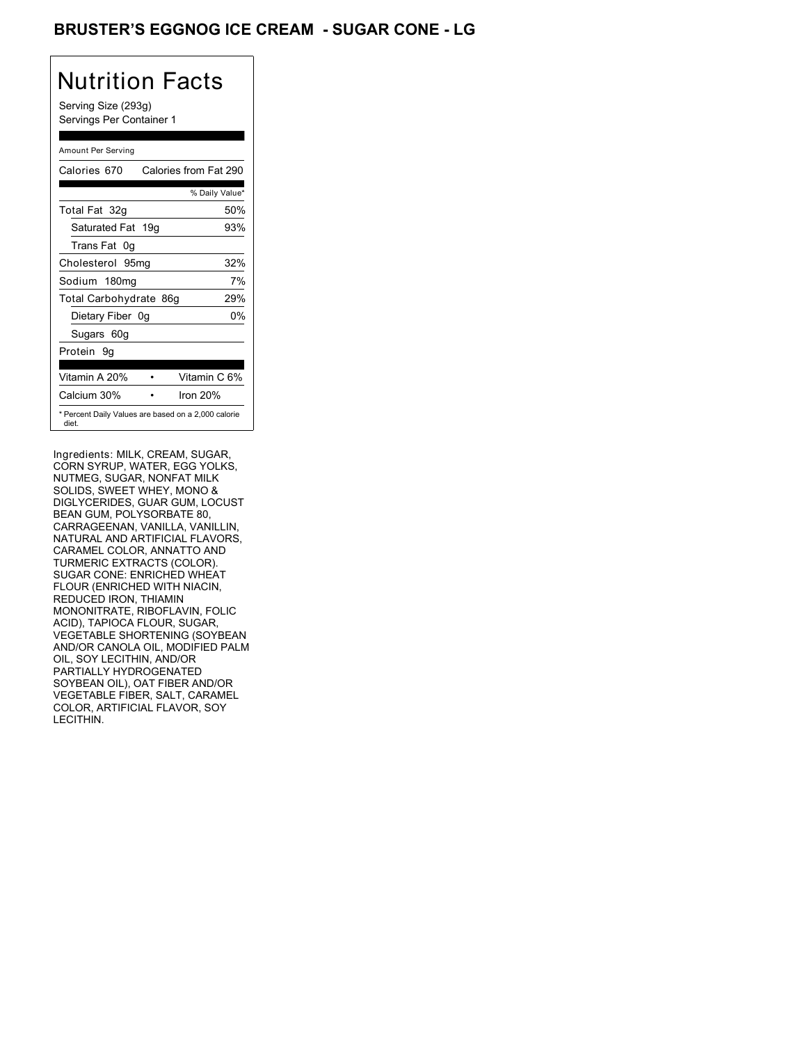# BRUSTER'S EGGNOG ICE CREAM - SUGAR CONE - LG

## Nutrition Facts

Serving Size (293g)
Servings Per Container 1

Amount Per Serving

| Calories 670 | Calories from Fat 290 |
|---|---|
| | % Daily Value* |
| Total Fat 32g | 50% |
| Saturated Fat 19g | 93% |
| Trans Fat 0g | |
| Cholesterol 95mg | 32% |
| Sodium 180mg | 7% |
| Total Carbohydrate 86g | 29% |
| Dietary Fiber 0g | 0% |
| Sugars 60g | |
| Protein 9g | |

| Vitamin A 20% | • | Vitamin C 6% |
|---|---|---|
| Calcium 30% | • | Iron 20% |

* Percent Daily Values are based on a 2,000 calorie diet.

Ingredients: MILK, CREAM, SUGAR, CORN SYRUP, WATER, EGG YOLKS, NUTMEG, SUGAR, NONFAT MILK SOLIDS, SWEET WHEY, MONO & DIGLYCERIDES, GUAR GUM, LOCUST BEAN GUM, POLYSORBATE 80, CARRAGEENAN, VANILLA, VANILLIN, NATURAL AND ARTIFICIAL FLAVORS, CARAMEL COLOR, ANNATTO AND TURMERIC EXTRACTS (COLOR). SUGAR CONE: ENRICHED WHEAT FLOUR (ENRICHED WITH NIACIN, REDUCED IRON, THIAMIN MONONITRATE, RIBOFLAVIN, FOLIC ACID), TAPIOCA FLOUR, SUGAR, VEGETABLE SHORTENING (SOYBEAN AND/OR CANOLA OIL, MODIFIED PALM OIL, SOY LECITHIN, AND/OR PARTIALLY HYDROGENATED SOYBEAN OIL), OAT FIBER AND/OR VEGETABLE FIBER, SALT, CARAMEL COLOR, ARTIFICIAL FLAVOR, SOY LECITHIN.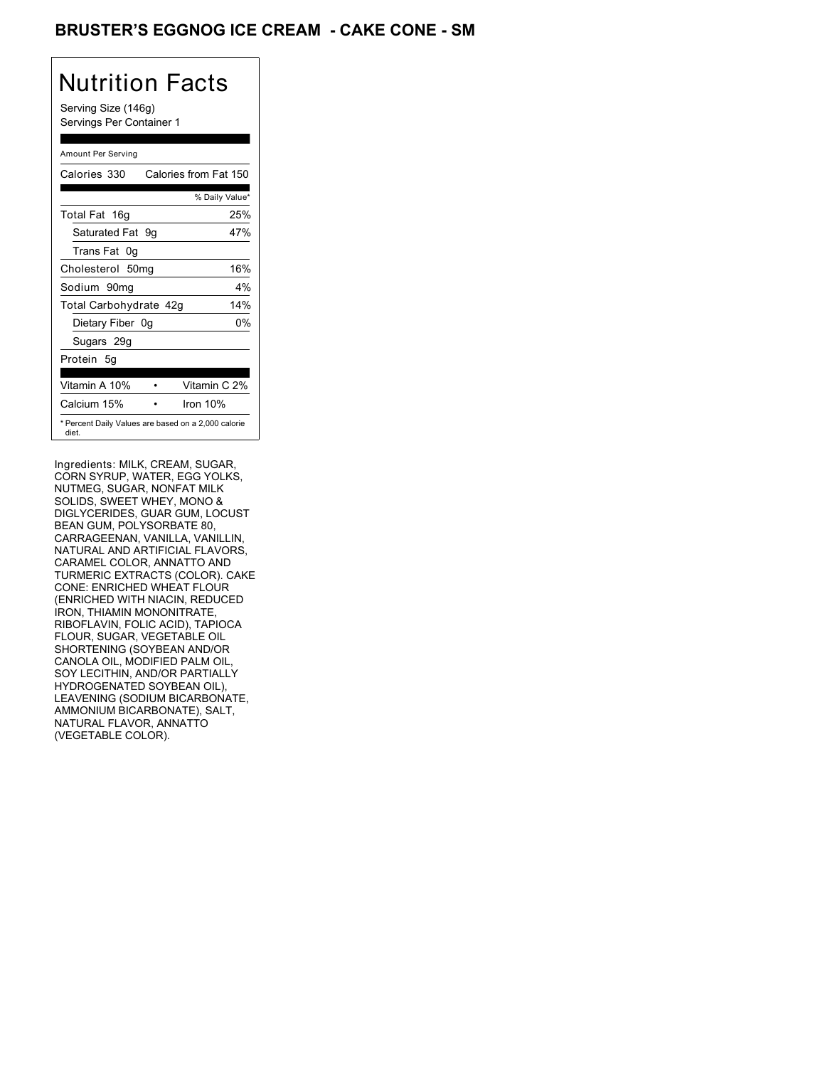# BRUSTER'S EGGNOG ICE CREAM - CAKE CONE - SM

## Nutrition Facts

Serving Size (146g)
Servings Per Container 1

Amount Per Serving

| Calories 330 | Calories from Fat 150 |
|---|---|
| | % Daily Value* |
| Total Fat 16g | 25% |
| Saturated Fat 9g | 47% |
| Trans Fat 0g | |
| Cholesterol 50mg | 16% |
| Sodium 90mg | 4% |
| Total Carbohydrate 42g | 14% |
| Dietary Fiber 0g | 0% |
| Sugars 29g | |
| Protein 5g | |

| Vitamin A 10% | • | Vitamin C 2% |
|---|---|---|
| Calcium 15% | • | Iron 10% |

* Percent Daily Values are based on a 2,000 calorie diet.

Ingredients: MILK, CREAM, SUGAR, CORN SYRUP, WATER, EGG YOLKS, NUTMEG, SUGAR, NONFAT MILK SOLIDS, SWEET WHEY, MONO & DIGLYCERIDES, GUAR GUM, LOCUST BEAN GUM, POLYSORBATE 80, CARRAGEENAN, VANILLA, VANILLIN, NATURAL AND ARTIFICIAL FLAVORS, CARAMEL COLOR, ANNATTO AND TURMERIC EXTRACTS (COLOR). CAKE CONE: ENRICHED WHEAT FLOUR (ENRICHED WITH NIACIN, REDUCED IRON, THIAMIN MONONITRATE, RIBOFLAVIN, FOLIC ACID), TAPIOCA FLOUR, SUGAR, VEGETABLE OIL SHORTENING (SOYBEAN AND/OR CANOLA OIL, MODIFIED PALM OIL, SOY LECITHIN, AND/OR PARTIALLY HYDROGENATED SOYBEAN OIL), LEAVENING (SODIUM BICARBONATE, AMMONIUM BICARBONATE), SALT, NATURAL FLAVOR, ANNATTO (VEGETABLE COLOR).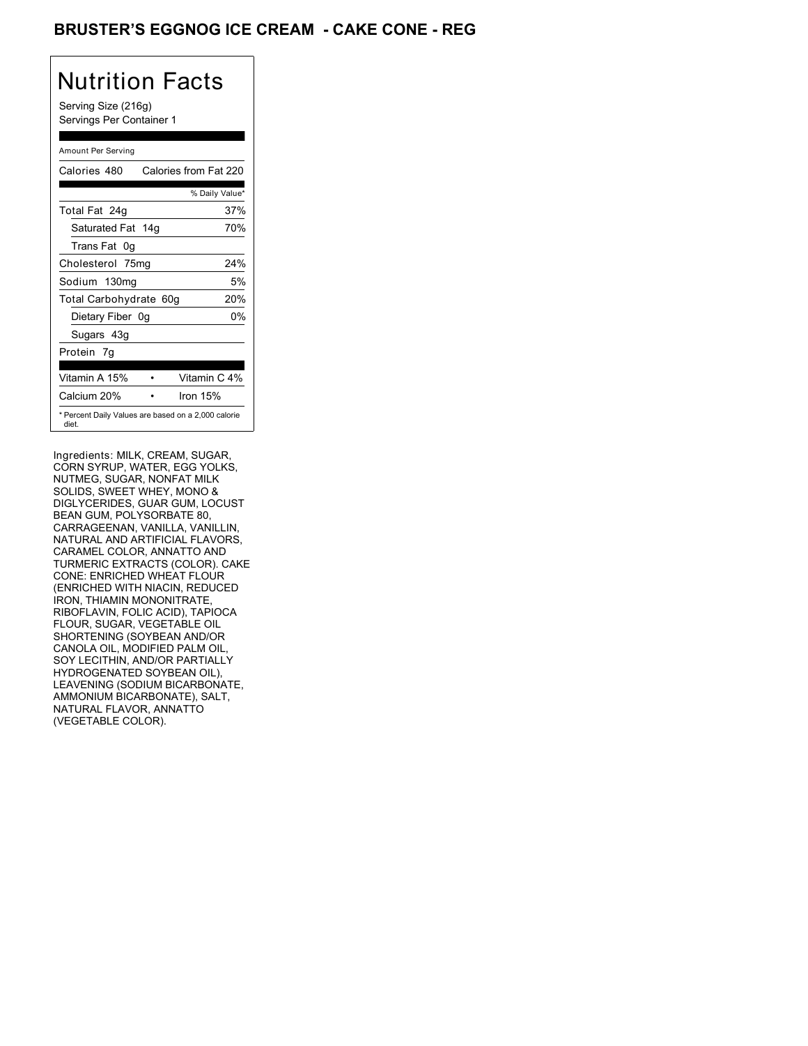# BRUSTER'S EGGNOG ICE CREAM - CAKE CONE - REG

## Nutrition Facts

Serving Size (216g)
Servings Per Container 1

| Amount Per Serving | |
|---|---|
| Calories 480 | Calories from Fat 220 |
| | % Daily Value* |
| Total Fat 24g | 37% |
| Saturated Fat 14g | 70% |
| Trans Fat 0g | |
| Cholesterol 75mg | 24% |
| Sodium 130mg | 5% |
| Total Carbohydrate 60g | 20% |
| Dietary Fiber 0g | 0% |
| Sugars 43g | |
| Protein 7g | |
| Vitamin A 15% | Vitamin C 4% |
| Calcium 20% | Iron 15% |

* Percent Daily Values are based on a 2,000 calorie diet.

Ingredients: MILK, CREAM, SUGAR, CORN SYRUP, WATER, EGG YOLKS, NUTMEG, SUGAR, NONFAT MILK SOLIDS, SWEET WHEY, MONO & DIGLYCERIDES, GUAR GUM, LOCUST BEAN GUM, POLYSORBATE 80, CARRAGEENAN, VANILLA, VANILLIN, NATURAL AND ARTIFICIAL FLAVORS, CARAMEL COLOR, ANNATTO AND TURMERIC EXTRACTS (COLOR). CAKE CONE: ENRICHED WHEAT FLOUR (ENRICHED WITH NIACIN, REDUCED IRON, THIAMIN MONONITRATE, RIBOFLAVIN, FOLIC ACID), TAPIOCA FLOUR, SUGAR, VEGETABLE OIL SHORTENING (SOYBEAN AND/OR CANOLA OIL, MODIFIED PALM OIL, SOY LECITHIN, AND/OR PARTIALLY HYDROGENATED SOYBEAN OIL), LEAVENING (SODIUM BICARBONATE, AMMONIUM BICARBONATE), SALT, NATURAL FLAVOR, ANNATTO (VEGETABLE COLOR).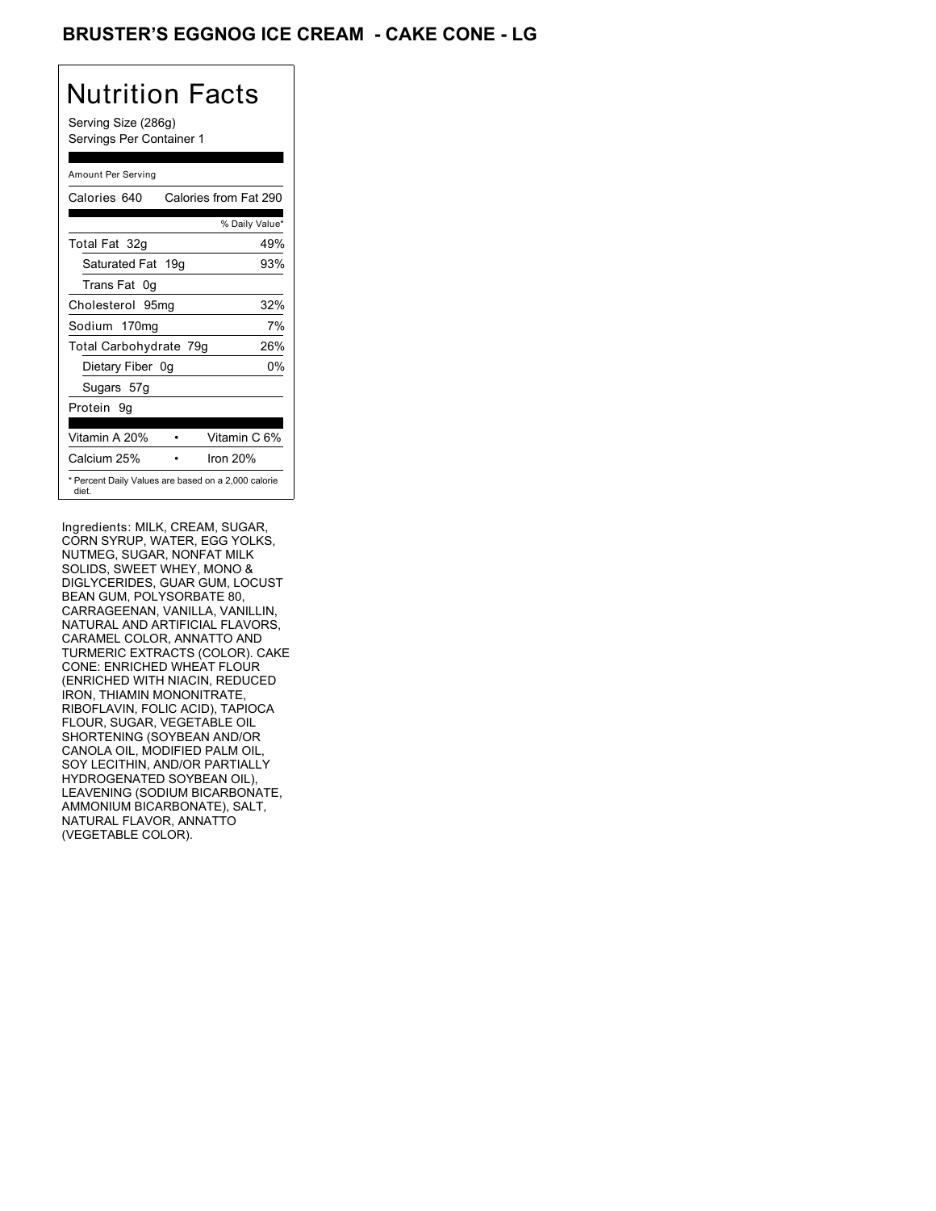# BRUSTER'S EGGNOG ICE CREAM - CAKE CONE - LG

## Nutrition Facts

Serving Size (286g)
Servings Per Container 1

| Amount Per Serving | |
|---|---|
| Calories 640 | Calories from Fat 290 |
| | % Daily Value* |
| Total Fat 32g | 49% |
| Saturated Fat 19g | 93% |
| Trans Fat 0g | |
| Cholesterol 95mg | 32% |
| Sodium 170mg | 7% |
| Total Carbohydrate 79g | 26% |
| Dietary Fiber 0g | 0% |
| Sugars 57g | |
| Protein 9g | |
| Vitamin A 20% | Vitamin C 6% |
| Calcium 25% | Iron 20% |

* Percent Daily Values are based on a 2,000 calorie diet.

Ingredients: MILK, CREAM, SUGAR, CORN SYRUP, WATER, EGG YOLKS, NUTMEG, SUGAR, NONFAT MILK SOLIDS, SWEET WHEY, MONO & DIGLYCERIDES, GUAR GUM, LOCUST BEAN GUM, POLYSORBATE 80, CARRAGEENAN, VANILLA, VANILLIN, NATURAL AND ARTIFICIAL FLAVORS, CARAMEL COLOR, ANNATTO AND TURMERIC EXTRACTS (COLOR). CAKE CONE: ENRICHED WHEAT FLOUR (ENRICHED WITH NIACIN, REDUCED IRON, THIAMIN MONONITRATE, RIBOFLAVIN, FOLIC ACID), TAPIOCA FLOUR, SUGAR, VEGETABLE OIL SHORTENING (SOYBEAN AND/OR CANOLA OIL, MODIFIED PALM OIL, SOY LECITHIN, AND/OR PARTIALLY HYDROGENATED SOYBEAN OIL), LEAVENING (SODIUM BICARBONATE, AMMONIUM BICARBONATE), SALT, NATURAL FLAVOR, ANNATTO (VEGETABLE COLOR).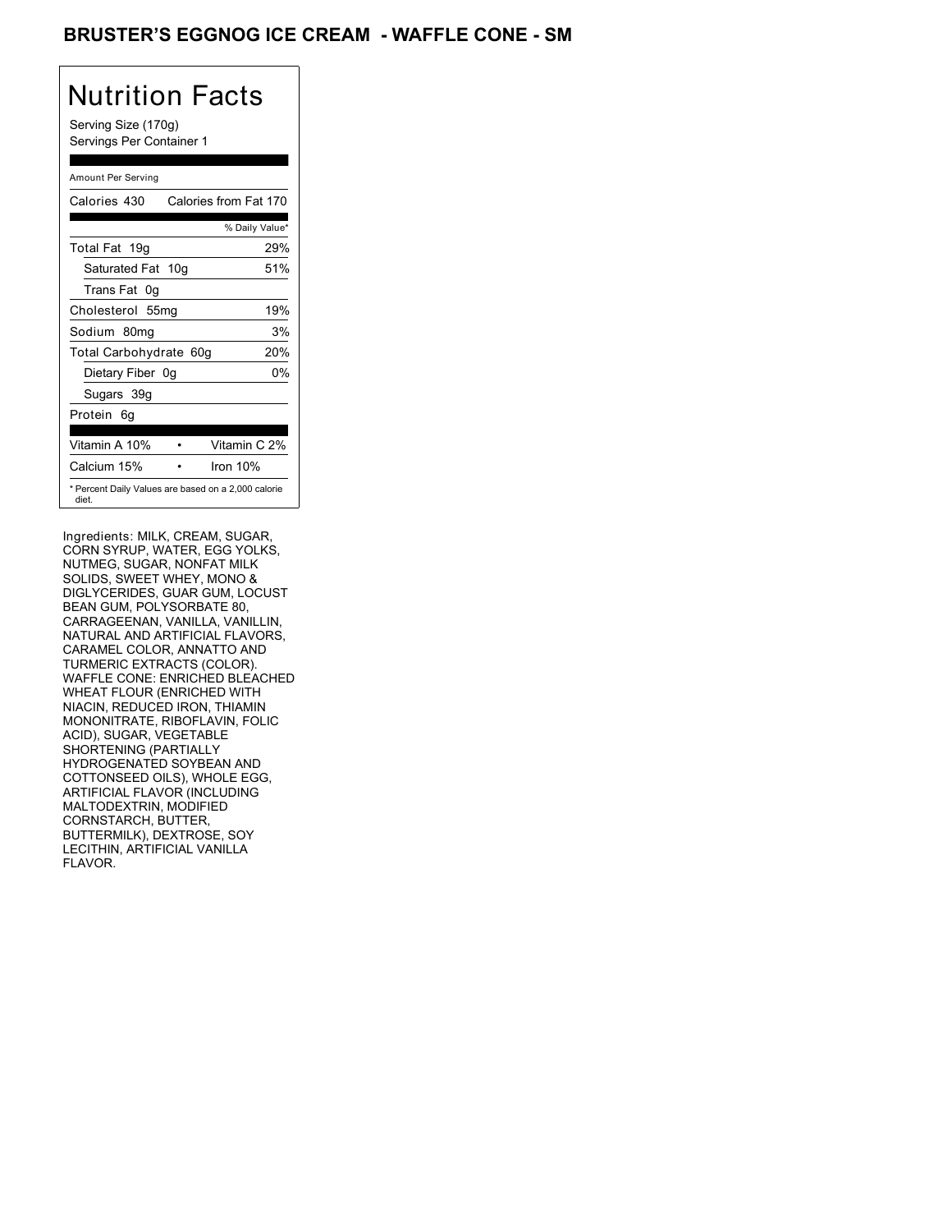# BRUSTER'S EGGNOG ICE CREAM - WAFFLE CONE - SM

## Nutrition Facts

Serving Size (170g)
Servings Per Container 1

Amount Per Serving

| Calories 430 | Calories from Fat 170 |
|---|---|
| | % Daily Value* |
| Total Fat 19g | 29% |
| Saturated Fat 10g | 51% |
| Trans Fat 0g | |
| Cholesterol 55mg | 19% |
| Sodium 80mg | 3% |
| Total Carbohydrate 60g | 20% |
| Dietary Fiber 0g | 0% |
| Sugars 39g | |
| Protein 6g | |

| Vitamin A 10% | • | Vitamin C 2% |
|---|---|---|
| Calcium 15% | • | Iron 10% |

\* Percent Daily Values are based on a 2,000 calorie diet.

Ingredients: MILK, CREAM, SUGAR, CORN SYRUP, WATER, EGG YOLKS, NUTMEG, SUGAR, NONFAT MILK SOLIDS, SWEET WHEY, MONO & DIGLYCERIDES, GUAR GUM, LOCUST BEAN GUM, POLYSORBATE 80, CARRAGEENAN, VANILLA, VANILLIN, NATURAL AND ARTIFICIAL FLAVORS, CARAMEL COLOR, ANNATTO AND TURMERIC EXTRACTS (COLOR). WAFFLE CONE: ENRICHED BLEACHED WHEAT FLOUR (ENRICHED WITH NIACIN, REDUCED IRON, THIAMIN MONONITRATE, RIBOFLAVIN, FOLIC ACID), SUGAR, VEGETABLE SHORTENING (PARTIALLY HYDROGENATED SOYBEAN AND COTTONSEED OILS), WHOLE EGG, ARTIFICIAL FLAVOR (INCLUDING MALTODEXTRIN, MODIFIED CORNSTARCH, BUTTER, BUTTERMILK), DEXTROSE, SOY LECITHIN, ARTIFICIAL VANILLA FLAVOR.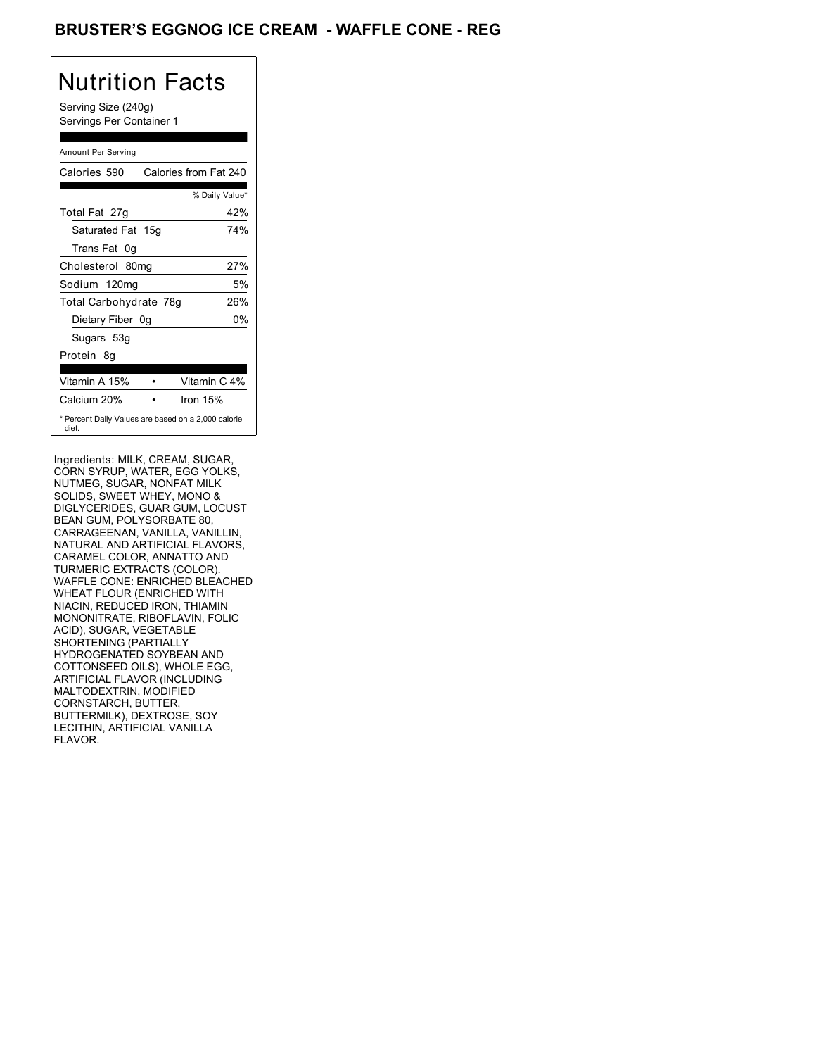# BRUSTER'S EGGNOG ICE CREAM - WAFFLE CONE - REG

## Nutrition Facts

Serving Size (240g)
Servings Per Container 1

Amount Per Serving

| | |
|---|---|
| Calories 590 | Calories from Fat 240 |
| | % Daily Value* |
| Total Fat 27g | 42% |
| Saturated Fat 15g | 74% |
| Trans Fat 0g | |
| Cholesterol 80mg | 27% |
| Sodium 120mg | 5% |
| Total Carbohydrate 78g | 26% |
| Dietary Fiber 0g | 0% |
| Sugars 53g | |
| Protein 8g | |

| | |
|---|---|
| Vitamin A 15% | Vitamin C 4% |
| Calcium 20% | Iron 15% |

* Percent Daily Values are based on a 2,000 calorie diet.

Ingredients: MILK, CREAM, SUGAR, CORN SYRUP, WATER, EGG YOLKS, NUTMEG, SUGAR, NONFAT MILK SOLIDS, SWEET WHEY, MONO & DIGLYCERIDES, GUAR GUM, LOCUST BEAN GUM, POLYSORBATE 80, CARRAGEENAN, VANILLA, VANILLIN, NATURAL AND ARTIFICIAL FLAVORS, CARAMEL COLOR, ANNATTO AND TURMERIC EXTRACTS (COLOR). WAFFLE CONE: ENRICHED BLEACHED WHEAT FLOUR (ENRICHED WITH NIACIN, REDUCED IRON, THIAMIN MONONITRATE, RIBOFLAVIN, FOLIC ACID), SUGAR, VEGETABLE SHORTENING (PARTIALLY HYDROGENATED SOYBEAN AND COTTONSEED OILS), WHOLE EGG, ARTIFICIAL FLAVOR (INCLUDING MALTODEXTRIN, MODIFIED CORNSTARCH, BUTTER, BUTTERMILK), DEXTROSE, SOY LECITHIN, ARTIFICIAL VANILLA FLAVOR.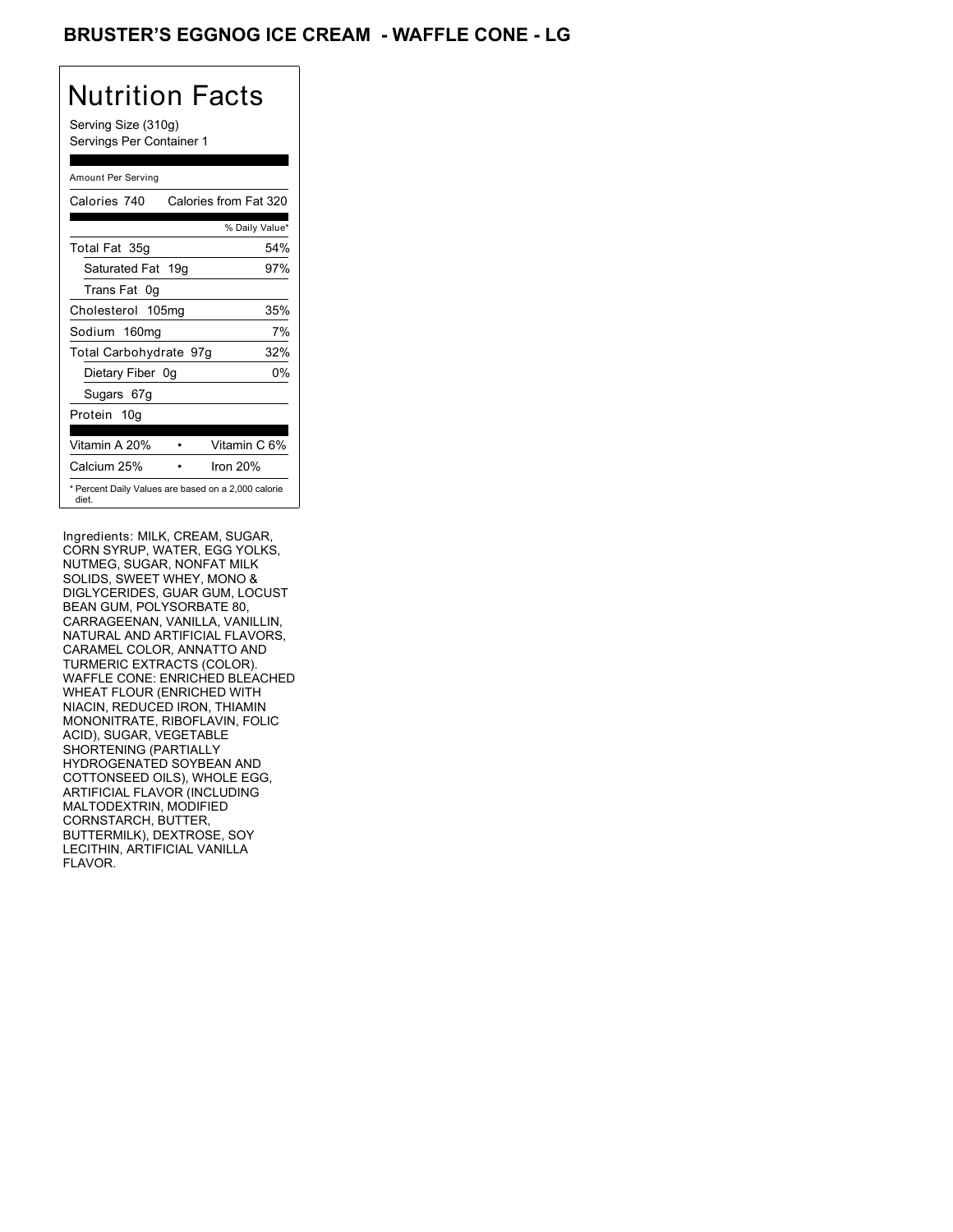# BRUSTER'S EGGNOG ICE CREAM - WAFFLE CONE - LG

## Nutrition Facts

Serving Size (310g)
Servings Per Container 1

Amount Per Serving

| | |
|---|---|
| Calories 740 | Calories from Fat 320 |
| | % Daily Value* |
| Total Fat 35g | 54% |
| Saturated Fat 19g | 97% |
| Trans Fat 0g | |
| Cholesterol 105mg | 35% |
| Sodium 160mg | 7% |
| Total Carbohydrate 97g | 32% |
| Dietary Fiber 0g | 0% |
| Sugars 67g | |
| Protein 10g | |
| Vitamin A 20% | Vitamin C 6% |
| Calcium 25% | Iron 20% |

* Percent Daily Values are based on a 2,000 calorie diet.

Ingredients: MILK, CREAM, SUGAR, CORN SYRUP, WATER, EGG YOLKS, NUTMEG, SUGAR, NONFAT MILK SOLIDS, SWEET WHEY, MONO & DIGLYCERIDES, GUAR GUM, LOCUST BEAN GUM, POLYSORBATE 80, CARRAGEENAN, VANILLA, VANILLIN, NATURAL AND ARTIFICIAL FLAVORS, CARAMEL COLOR, ANNATTO AND TURMERIC EXTRACTS (COLOR). WAFFLE CONE: ENRICHED BLEACHED WHEAT FLOUR (ENRICHED WITH NIACIN, REDUCED IRON, THIAMIN MONONITRATE, RIBOFLAVIN, FOLIC ACID), SUGAR, VEGETABLE SHORTENING (PARTIALLY HYDROGENATED SOYBEAN AND COTTONSEED OILS), WHOLE EGG, ARTIFICIAL FLAVOR (INCLUDING MALTODEXTRIN, MODIFIED CORNSTARCH, BUTTER, BUTTERMILK), DEXTROSE, SOY LECITHIN, ARTIFICIAL VANILLA FLAVOR.